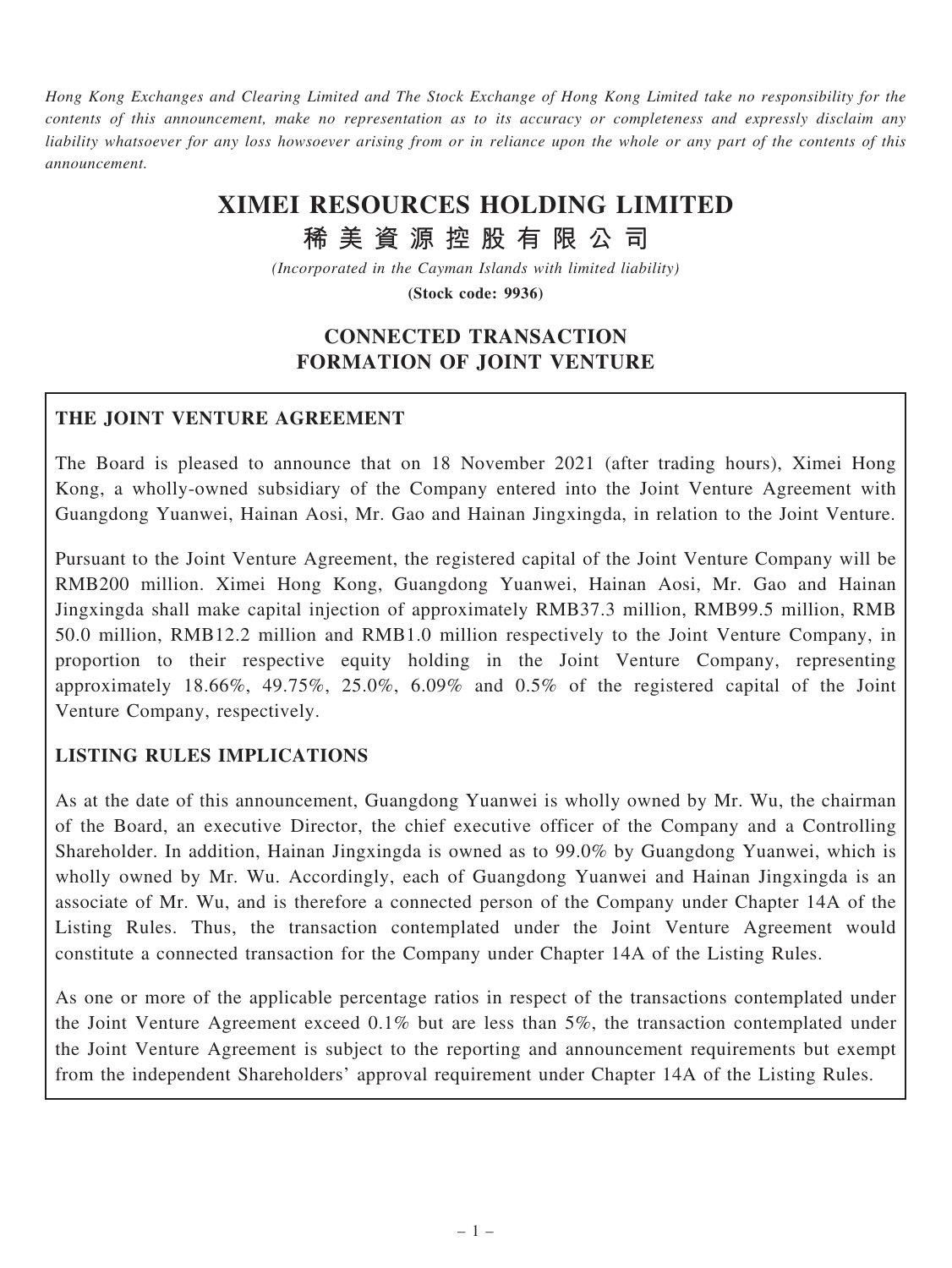*Hong Kong Exchanges and Clearing Limited and The Stock Exchange of Hong Kong Limited take no responsibility for the contents of this announcement, make no representation as to its accuracy or completeness and expressly disclaim any liability whatsoever for any loss howsoever arising from or in reliance upon the whole or any part of the contents of this announcement.*

# XIMEI RESOURCES HOLDING LIMITED

# 稀 美 資 源 控 股 有 限 公 司

*(Incorporated in the Cayman Islands with limited liability)*

**(Stock code: 9936)**

## CONNECTED TRANSACTION
## FORMATION OF JOINT VENTURE

### THE JOINT VENTURE AGREEMENT

The Board is pleased to announce that on 18 November 2021 (after trading hours), Ximei Hong Kong, a wholly-owned subsidiary of the Company entered into the Joint Venture Agreement with Guangdong Yuanwei, Hainan Aosi, Mr. Gao and Hainan Jingxingda, in relation to the Joint Venture.

Pursuant to the Joint Venture Agreement, the registered capital of the Joint Venture Company will be RMB200 million. Ximei Hong Kong, Guangdong Yuanwei, Hainan Aosi, Mr. Gao and Hainan Jingxingda shall make capital injection of approximately RMB37.3 million, RMB99.5 million, RMB 50.0 million, RMB12.2 million and RMB1.0 million respectively to the Joint Venture Company, in proportion to their respective equity holding in the Joint Venture Company, representing approximately 18.66%, 49.75%, 25.0%, 6.09% and 0.5% of the registered capital of the Joint Venture Company, respectively.

### LISTING RULES IMPLICATIONS

As at the date of this announcement, Guangdong Yuanwei is wholly owned by Mr. Wu, the chairman of the Board, an executive Director, the chief executive officer of the Company and a Controlling Shareholder. In addition, Hainan Jingxingda is owned as to 99.0% by Guangdong Yuanwei, which is wholly owned by Mr. Wu. Accordingly, each of Guangdong Yuanwei and Hainan Jingxingda is an associate of Mr. Wu, and is therefore a connected person of the Company under Chapter 14A of the Listing Rules. Thus, the transaction contemplated under the Joint Venture Agreement would constitute a connected transaction for the Company under Chapter 14A of the Listing Rules.

As one or more of the applicable percentage ratios in respect of the transactions contemplated under the Joint Venture Agreement exceed 0.1% but are less than 5%, the transaction contemplated under the Joint Venture Agreement is subject to the reporting and announcement requirements but exempt from the independent Shareholders' approval requirement under Chapter 14A of the Listing Rules.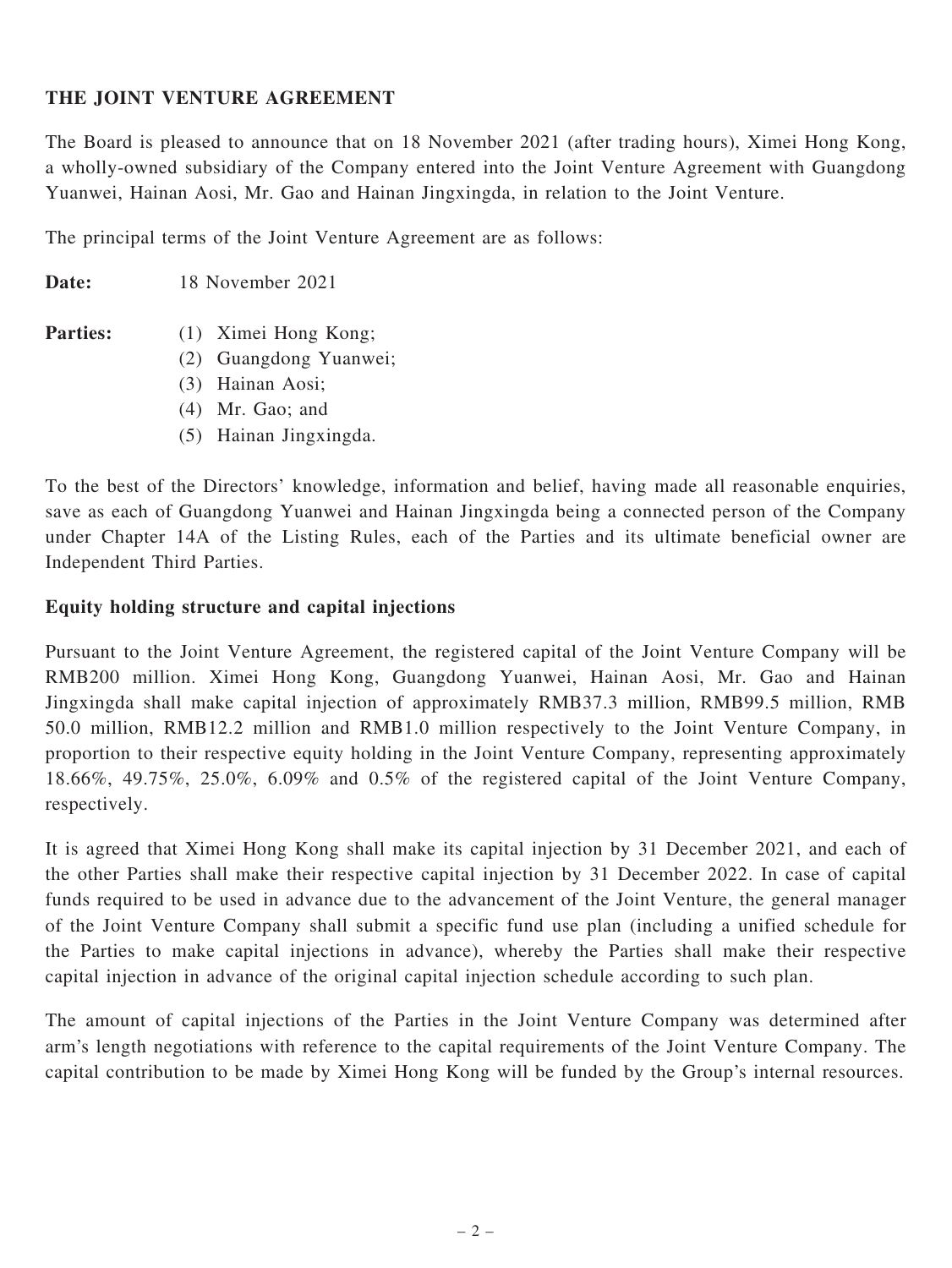## THE JOINT VENTURE AGREEMENT

The Board is pleased to announce that on 18 November 2021 (after trading hours), Ximei Hong Kong, a wholly-owned subsidiary of the Company entered into the Joint Venture Agreement with Guangdong Yuanwei, Hainan Aosi, Mr. Gao and Hainan Jingxingda, in relation to the Joint Venture.

The principal terms of the Joint Venture Agreement are as follows:

**Date:** 18 November 2021

**Parties:**
1. Ximei Hong Kong;
2. Guangdong Yuanwei;
3. Hainan Aosi;
4. Mr. Gao; and
5. Hainan Jingxingda.

To the best of the Directors' knowledge, information and belief, having made all reasonable enquiries, save as each of Guangdong Yuanwei and Hainan Jingxingda being a connected person of the Company under Chapter 14A of the Listing Rules, each of the Parties and its ultimate beneficial owner are Independent Third Parties.

### Equity holding structure and capital injections

Pursuant to the Joint Venture Agreement, the registered capital of the Joint Venture Company will be RMB200 million. Ximei Hong Kong, Guangdong Yuanwei, Hainan Aosi, Mr. Gao and Hainan Jingxingda shall make capital injection of approximately RMB37.3 million, RMB99.5 million, RMB 50.0 million, RMB12.2 million and RMB1.0 million respectively to the Joint Venture Company, in proportion to their respective equity holding in the Joint Venture Company, representing approximately 18.66%, 49.75%, 25.0%, 6.09% and 0.5% of the registered capital of the Joint Venture Company, respectively.

It is agreed that Ximei Hong Kong shall make its capital injection by 31 December 2021, and each of the other Parties shall make their respective capital injection by 31 December 2022. In case of capital funds required to be used in advance due to the advancement of the Joint Venture, the general manager of the Joint Venture Company shall submit a specific fund use plan (including a unified schedule for the Parties to make capital injections in advance), whereby the Parties shall make their respective capital injection in advance of the original capital injection schedule according to such plan.

The amount of capital injections of the Parties in the Joint Venture Company was determined after arm's length negotiations with reference to the capital requirements of the Joint Venture Company. The capital contribution to be made by Ximei Hong Kong will be funded by the Group's internal resources.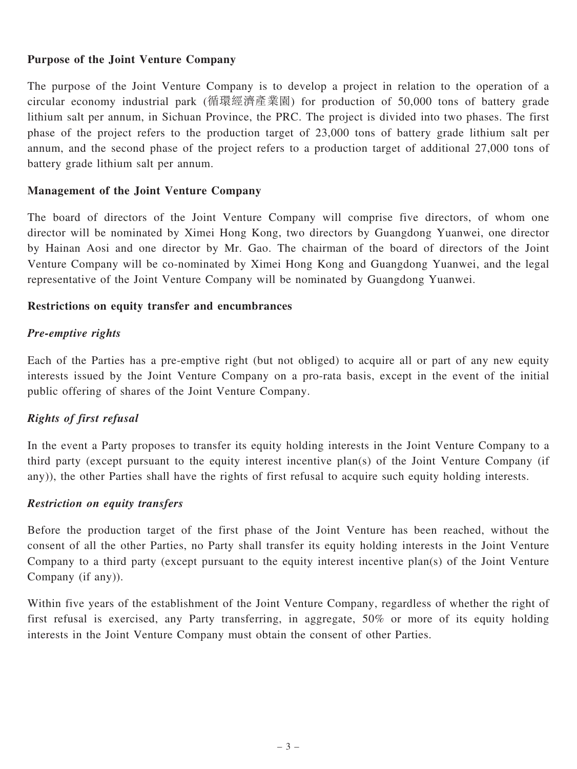**Purpose of the Joint Venture Company**

The purpose of the Joint Venture Company is to develop a project in relation to the operation of a circular economy industrial park (循環經濟產業園) for production of 50,000 tons of battery grade lithium salt per annum, in Sichuan Province, the PRC. The project is divided into two phases. The first phase of the project refers to the production target of 23,000 tons of battery grade lithium salt per annum, and the second phase of the project refers to a production target of additional 27,000 tons of battery grade lithium salt per annum.

**Management of the Joint Venture Company**

The board of directors of the Joint Venture Company will comprise five directors, of whom one director will be nominated by Ximei Hong Kong, two directors by Guangdong Yuanwei, one director by Hainan Aosi and one director by Mr. Gao. The chairman of the board of directors of the Joint Venture Company will be co-nominated by Ximei Hong Kong and Guangdong Yuanwei, and the legal representative of the Joint Venture Company will be nominated by Guangdong Yuanwei.

**Restrictions on equity transfer and encumbrances**

***Pre-emptive rights***

Each of the Parties has a pre-emptive right (but not obliged) to acquire all or part of any new equity interests issued by the Joint Venture Company on a pro-rata basis, except in the event of the initial public offering of shares of the Joint Venture Company.

***Rights of first refusal***

In the event a Party proposes to transfer its equity holding interests in the Joint Venture Company to a third party (except pursuant to the equity interest incentive plan(s) of the Joint Venture Company (if any)), the other Parties shall have the rights of first refusal to acquire such equity holding interests.

***Restriction on equity transfers***

Before the production target of the first phase of the Joint Venture has been reached, without the consent of all the other Parties, no Party shall transfer its equity holding interests in the Joint Venture Company to a third party (except pursuant to the equity interest incentive plan(s) of the Joint Venture Company (if any)).

Within five years of the establishment of the Joint Venture Company, regardless of whether the right of first refusal is exercised, any Party transferring, in aggregate, 50% or more of its equity holding interests in the Joint Venture Company must obtain the consent of other Parties.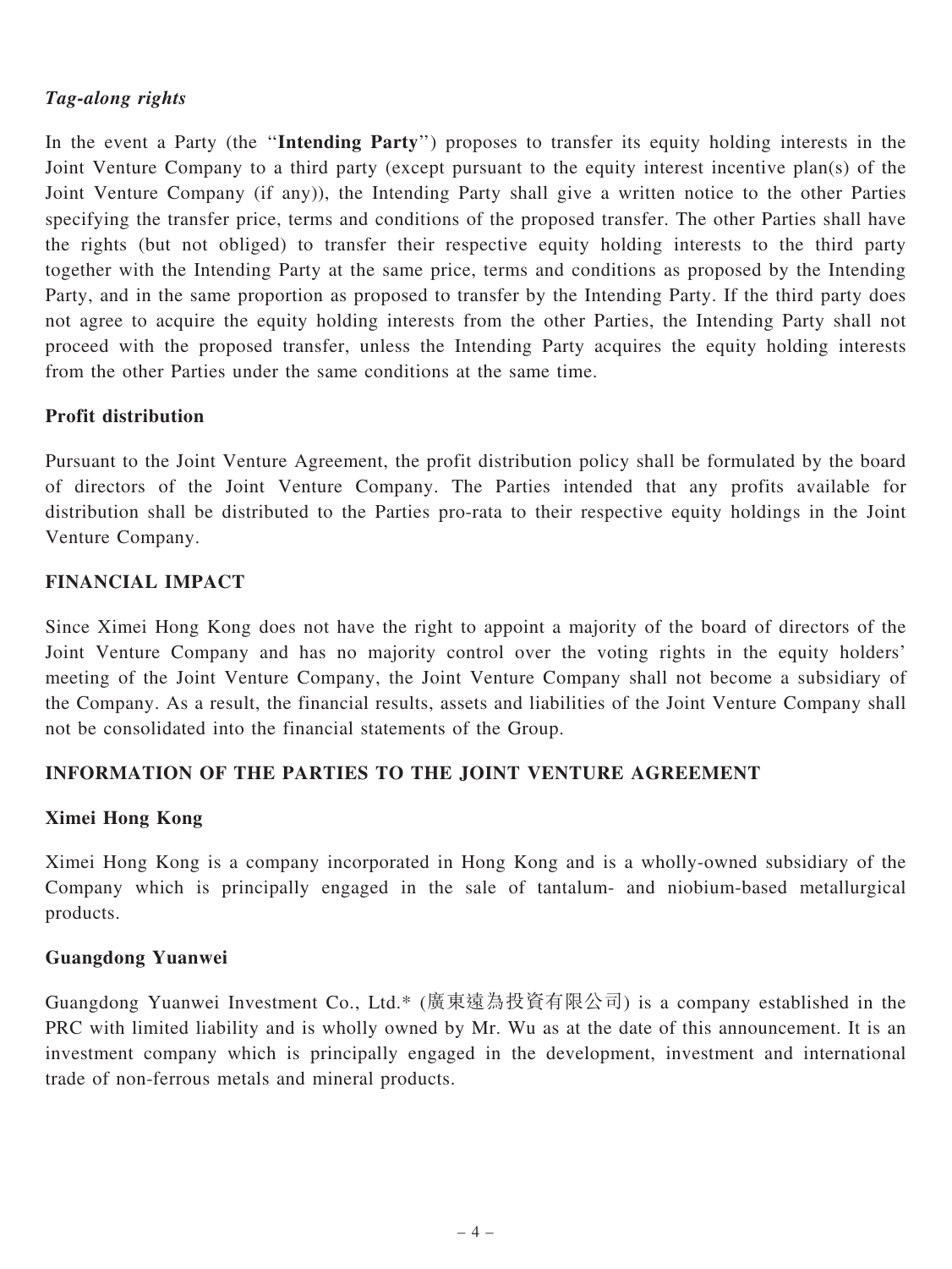*Tag-along rights*

In the event a Party (the "**Intending Party**") proposes to transfer its equity holding interests in the Joint Venture Company to a third party (except pursuant to the equity interest incentive plan(s) of the Joint Venture Company (if any)), the Intending Party shall give a written notice to the other Parties specifying the transfer price, terms and conditions of the proposed transfer. The other Parties shall have the rights (but not obliged) to transfer their respective equity holding interests to the third party together with the Intending Party at the same price, terms and conditions as proposed by the Intending Party, and in the same proportion as proposed to transfer by the Intending Party. If the third party does not agree to acquire the equity holding interests from the other Parties, the Intending Party shall not proceed with the proposed transfer, unless the Intending Party acquires the equity holding interests from the other Parties under the same conditions at the same time.

**Profit distribution**

Pursuant to the Joint Venture Agreement, the profit distribution policy shall be formulated by the board of directors of the Joint Venture Company. The Parties intended that any profits available for distribution shall be distributed to the Parties pro-rata to their respective equity holdings in the Joint Venture Company.

## FINANCIAL IMPACT

Since Ximei Hong Kong does not have the right to appoint a majority of the board of directors of the Joint Venture Company and has no majority control over the voting rights in the equity holders' meeting of the Joint Venture Company, the Joint Venture Company shall not become a subsidiary of the Company. As a result, the financial results, assets and liabilities of the Joint Venture Company shall not be consolidated into the financial statements of the Group.

## INFORMATION OF THE PARTIES TO THE JOINT VENTURE AGREEMENT

**Ximei Hong Kong**

Ximei Hong Kong is a company incorporated in Hong Kong and is a wholly-owned subsidiary of the Company which is principally engaged in the sale of tantalum- and niobium-based metallurgical products.

**Guangdong Yuanwei**

Guangdong Yuanwei Investment Co., Ltd.* (廣東遠為投資有限公司) is a company established in the PRC with limited liability and is wholly owned by Mr. Wu as at the date of this announcement. It is an investment company which is principally engaged in the development, investment and international trade of non-ferrous metals and mineral products.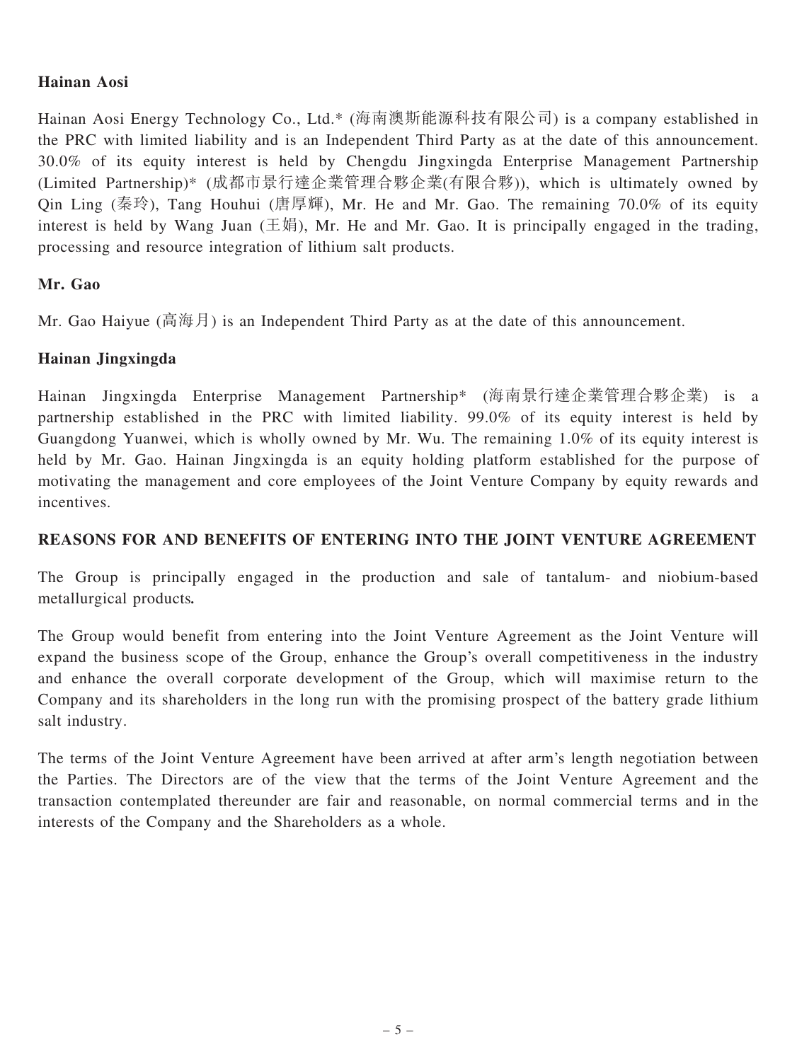**Hainan Aosi**

Hainan Aosi Energy Technology Co., Ltd.* (海南澳斯能源科技有限公司) is a company established in the PRC with limited liability and is an Independent Third Party as at the date of this announcement. 30.0% of its equity interest is held by Chengdu Jingxingda Enterprise Management Partnership (Limited Partnership)* (成都市景行達企業管理合夥企業(有限合夥)), which is ultimately owned by Qin Ling (秦玲), Tang Houhui (唐厚輝), Mr. He and Mr. Gao. The remaining 70.0% of its equity interest is held by Wang Juan (王娟), Mr. He and Mr. Gao. It is principally engaged in the trading, processing and resource integration of lithium salt products.

**Mr. Gao**

Mr. Gao Haiyue (高海月) is an Independent Third Party as at the date of this announcement.

**Hainan Jingxingda**

Hainan Jingxingda Enterprise Management Partnership* (海南景行達企業管理合夥企業) is a partnership established in the PRC with limited liability. 99.0% of its equity interest is held by Guangdong Yuanwei, which is wholly owned by Mr. Wu. The remaining 1.0% of its equity interest is held by Mr. Gao. Hainan Jingxingda is an equity holding platform established for the purpose of motivating the management and core employees of the Joint Venture Company by equity rewards and incentives.

**REASONS FOR AND BENEFITS OF ENTERING INTO THE JOINT VENTURE AGREEMENT**

The Group is principally engaged in the production and sale of tantalum- and niobium-based metallurgical products**.**

The Group would benefit from entering into the Joint Venture Agreement as the Joint Venture will expand the business scope of the Group, enhance the Group's overall competitiveness in the industry and enhance the overall corporate development of the Group, which will maximise return to the Company and its shareholders in the long run with the promising prospect of the battery grade lithium salt industry.

The terms of the Joint Venture Agreement have been arrived at after arm's length negotiation between the Parties. The Directors are of the view that the terms of the Joint Venture Agreement and the transaction contemplated thereunder are fair and reasonable, on normal commercial terms and in the interests of the Company and the Shareholders as a whole.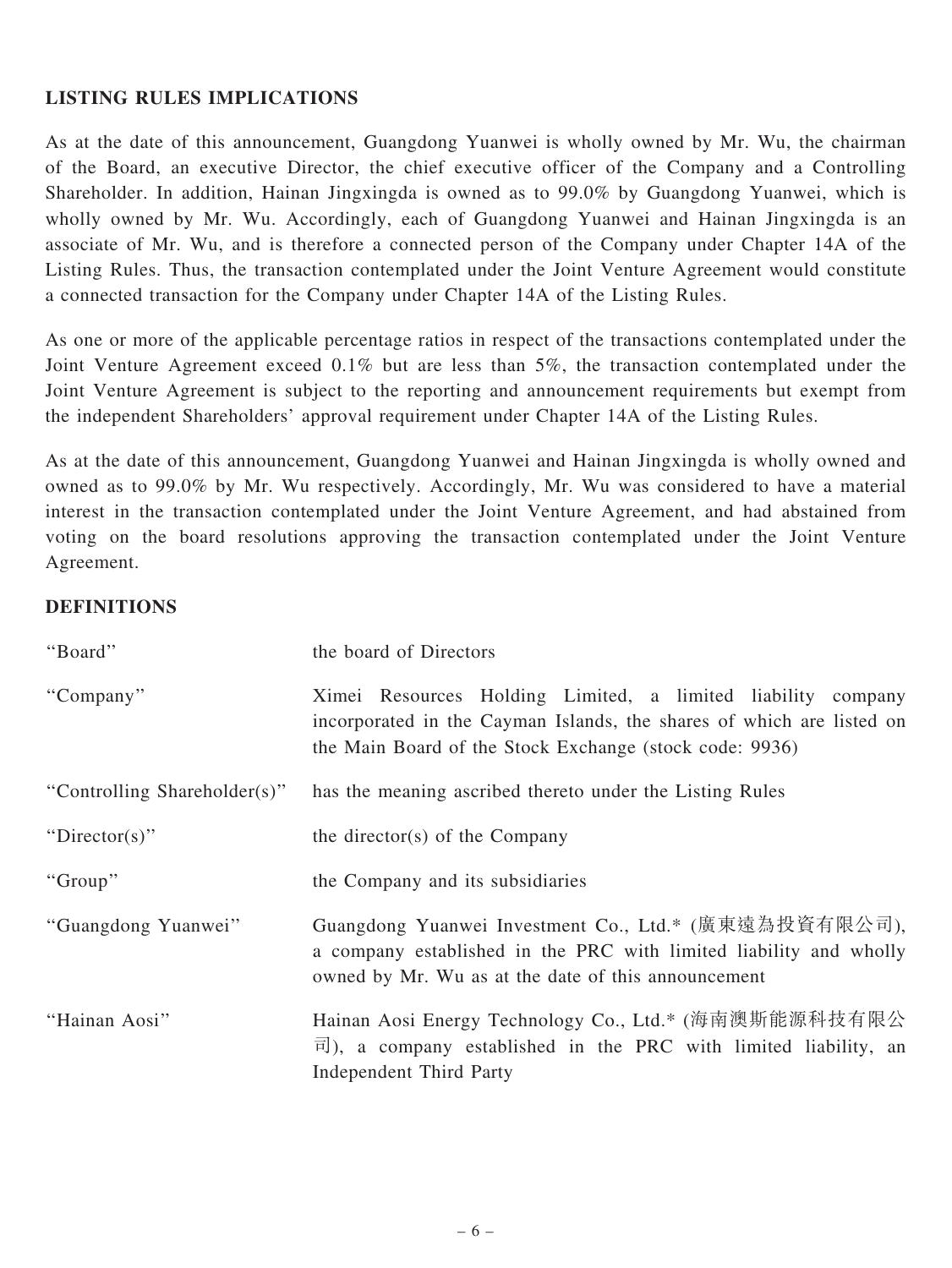## LISTING RULES IMPLICATIONS

As at the date of this announcement, Guangdong Yuanwei is wholly owned by Mr. Wu, the chairman of the Board, an executive Director, the chief executive officer of the Company and a Controlling Shareholder. In addition, Hainan Jingxingda is owned as to 99.0% by Guangdong Yuanwei, which is wholly owned by Mr. Wu. Accordingly, each of Guangdong Yuanwei and Hainan Jingxingda is an associate of Mr. Wu, and is therefore a connected person of the Company under Chapter 14A of the Listing Rules. Thus, the transaction contemplated under the Joint Venture Agreement would constitute a connected transaction for the Company under Chapter 14A of the Listing Rules.

As one or more of the applicable percentage ratios in respect of the transactions contemplated under the Joint Venture Agreement exceed 0.1% but are less than 5%, the transaction contemplated under the Joint Venture Agreement is subject to the reporting and announcement requirements but exempt from the independent Shareholders' approval requirement under Chapter 14A of the Listing Rules.

As at the date of this announcement, Guangdong Yuanwei and Hainan Jingxingda is wholly owned and owned as to 99.0% by Mr. Wu respectively. Accordingly, Mr. Wu was considered to have a material interest in the transaction contemplated under the Joint Venture Agreement, and had abstained from voting on the board resolutions approving the transaction contemplated under the Joint Venture Agreement.

## DEFINITIONS

| | |
|---|---|
| "Board" | the board of Directors |
| "Company" | Ximei Resources Holding Limited, a limited liability company incorporated in the Cayman Islands, the shares of which are listed on the Main Board of the Stock Exchange (stock code: 9936) |
| "Controlling Shareholder(s)" | has the meaning ascribed thereto under the Listing Rules |
| "Director(s)" | the director(s) of the Company |
| "Group" | the Company and its subsidiaries |
| "Guangdong Yuanwei" | Guangdong Yuanwei Investment Co., Ltd.* (廣東遠為投資有限公司), a company established in the PRC with limited liability and wholly owned by Mr. Wu as at the date of this announcement |
| "Hainan Aosi" | Hainan Aosi Energy Technology Co., Ltd.* (海南澳斯能源科技有限公司), a company established in the PRC with limited liability, an Independent Third Party |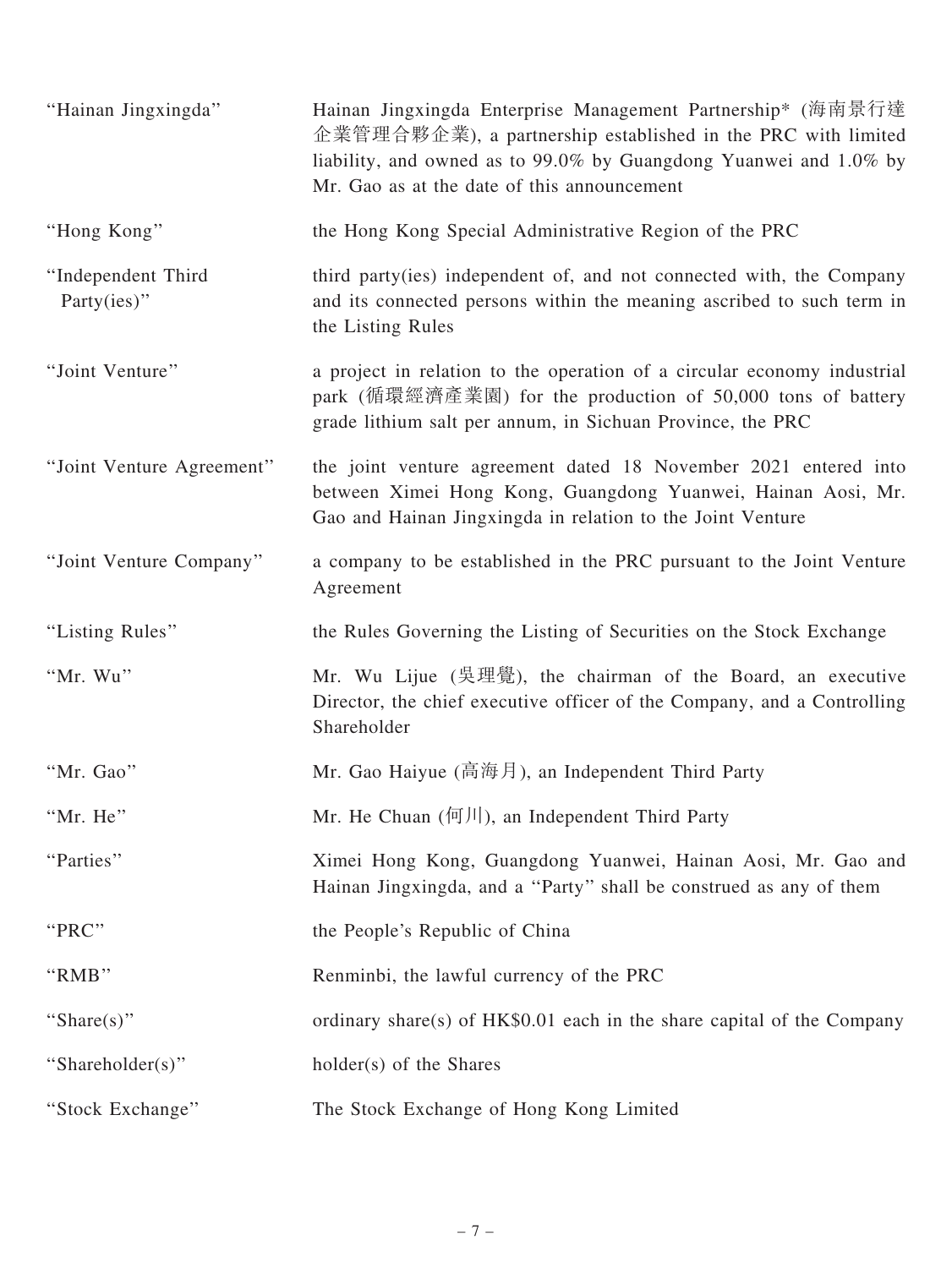| | |
|---|---|
| "Hainan Jingxingda" | Hainan Jingxingda Enterprise Management Partnership* (海南景行達企業管理合夥企業), a partnership established in the PRC with limited liability, and owned as to 99.0% by Guangdong Yuanwei and 1.0% by Mr. Gao as at the date of this announcement |
| "Hong Kong" | the Hong Kong Special Administrative Region of the PRC |
| "Independent Third Party(ies)" | third party(ies) independent of, and not connected with, the Company and its connected persons within the meaning ascribed to such term in the Listing Rules |
| "Joint Venture" | a project in relation to the operation of a circular economy industrial park (循環經濟產業園) for the production of 50,000 tons of battery grade lithium salt per annum, in Sichuan Province, the PRC |
| "Joint Venture Agreement" | the joint venture agreement dated 18 November 2021 entered into between Ximei Hong Kong, Guangdong Yuanwei, Hainan Aosi, Mr. Gao and Hainan Jingxingda in relation to the Joint Venture |
| "Joint Venture Company" | a company to be established in the PRC pursuant to the Joint Venture Agreement |
| "Listing Rules" | the Rules Governing the Listing of Securities on the Stock Exchange |
| "Mr. Wu" | Mr. Wu Lijue (吳理覺), the chairman of the Board, an executive Director, the chief executive officer of the Company, and a Controlling Shareholder |
| "Mr. Gao" | Mr. Gao Haiyue (高海月), an Independent Third Party |
| "Mr. He" | Mr. He Chuan (何川), an Independent Third Party |
| "Parties" | Ximei Hong Kong, Guangdong Yuanwei, Hainan Aosi, Mr. Gao and Hainan Jingxingda, and a "Party" shall be construed as any of them |
| "PRC" | the People's Republic of China |
| "RMB" | Renminbi, the lawful currency of the PRC |
| "Share(s)" | ordinary share(s) of HK$0.01 each in the share capital of the Company |
| "Shareholder(s)" | holder(s) of the Shares |
| "Stock Exchange" | The Stock Exchange of Hong Kong Limited |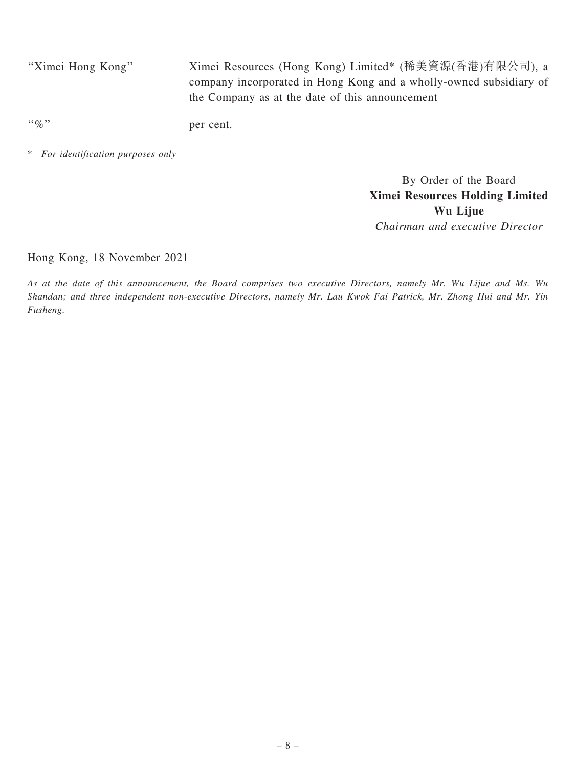| | |
|---|---|
| "Ximei Hong Kong" | Ximei Resources (Hong Kong) Limited* (稀美資源(香港)有限公司), a company incorporated in Hong Kong and a wholly-owned subsidiary of the Company as at the date of this announcement |
| "%" | per cent. |

\* *For identification purposes only*

By Order of the Board
**Ximei Resources Holding Limited**
**Wu Lijue**
*Chairman and executive Director*

Hong Kong, 18 November 2021

*As at the date of this announcement, the Board comprises two executive Directors, namely Mr. Wu Lijue and Ms. Wu Shandan; and three independent non-executive Directors, namely Mr. Lau Kwok Fai Patrick, Mr. Zhong Hui and Mr. Yin Fusheng.*